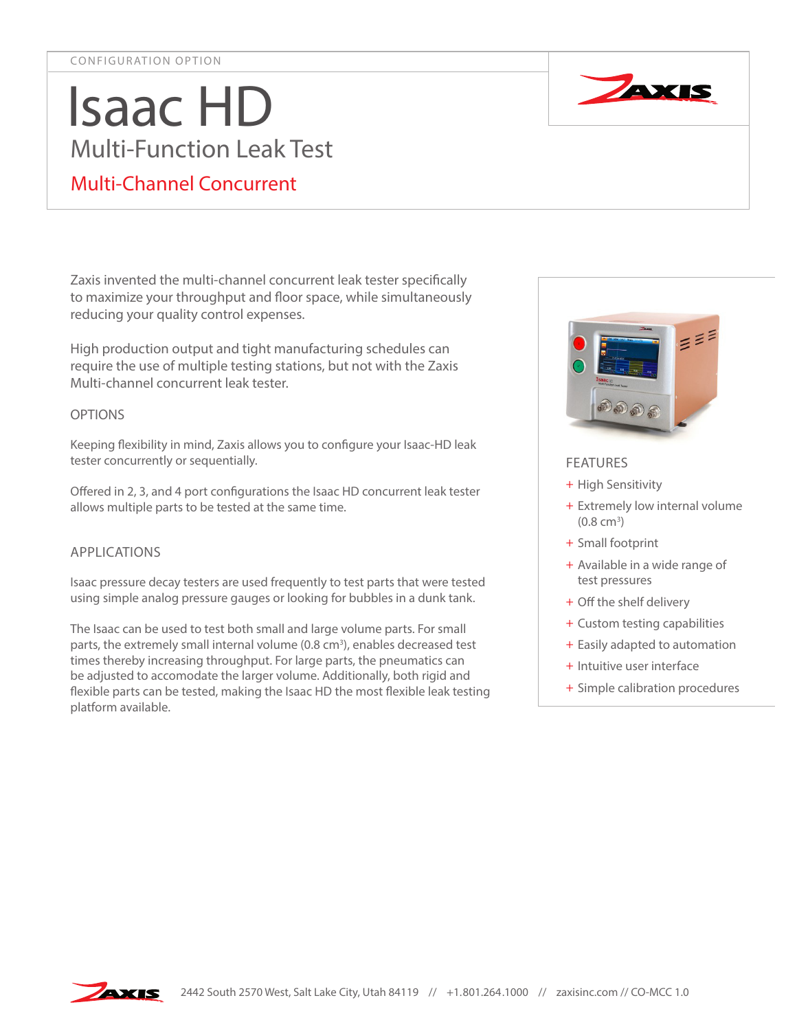CONFIGURATION OPTION

# Isaac HD

## Multi-Function Leak Test

## Multi-Channel Concurrent

Zaxis invented the multi-channel concurrent leak tester specifically to maximize your throughput and floor space, while simultaneously reducing your quality control expenses.

High production output and tight manufacturing schedules can require the use of multiple testing stations, but not with the Zaxis Multi-channel concurrent leak tester.

### OPTIONS

Keeping flexibility in mind, Zaxis allows you to configure your Isaac-HD leak tester concurrently or sequentially.

Offered in 2, 3, and 4 port configurations the Isaac HD concurrent leak tester allows multiple parts to be tested at the same time.

### APPLICATIONS

Isaac pressure decay testers are used frequently to test parts that were tested using simple analog pressure gauges or looking for bubbles in a dunk tank.

The Isaac can be used to test both small and large volume parts. For small parts, the extremely small internal volume (0.8 $cm^3$), enables decreased test times thereby increasing throughput. For large parts, the pneumatics can be adjusted to accomodate the larger volume. Additionally, both rigid and flexible parts can be tested, making the Isaac HD the most flexible leak testing platform available.

### FEATURES

+ High Sensitivity
+ Extremely low internal volume (0.8 $cm^3$)
+ Small footprint
+ Available in a wide range of test pressures
+ Off the shelf delivery
+ Custom testing capabilities
+ Easily adapted to automation
+ Intuitive user interface
+ Simple calibration procedures

2442 South 2570 West, Salt Lake City, Utah 84119 // +1.801.264.1000 // zaxisinc.com // CO-MCC 1.0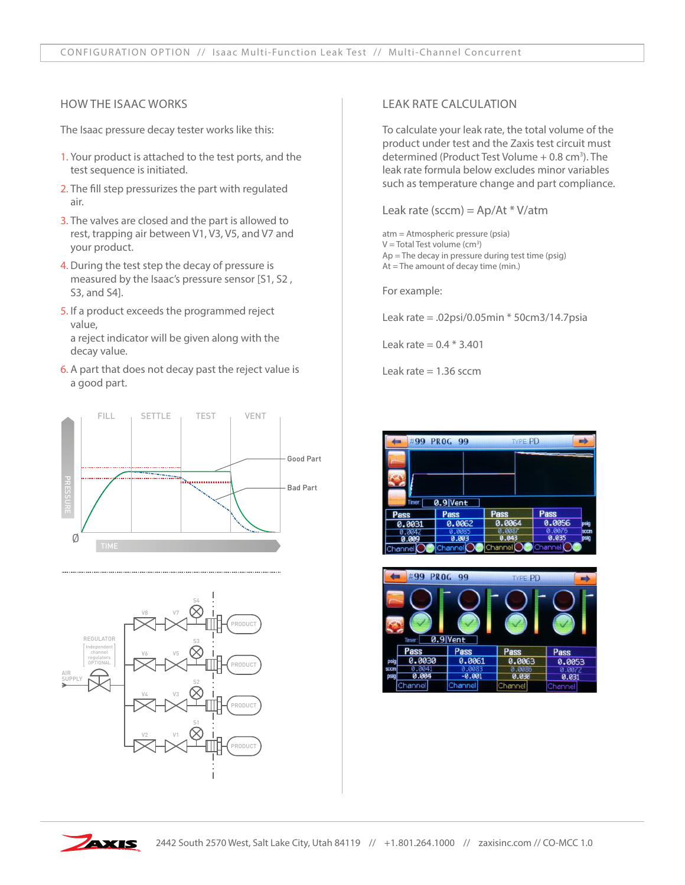CONFIGURATION OPTION // Isaac Multi-Function Leak Test // Multi-Channel Concurrent

## HOW THE ISAAC WORKS

The Isaac pressure decay tester works like this:

1. Your product is attached to the test ports, and the test sequence is initiated.
2. The fill step pressurizes the part with regulated air.
3. The valves are closed and the part is allowed to rest, trapping air between V1, V3, V5, and V7 and your product.
4. During the test step the decay of pressure is measured by the Isaac's pressure sensor [S1, S2 , S3, and S4].
5. If a product exceeds the programmed reject value,
   a reject indicator will be given along with the decay value.
6. A part that does not decay past the reject value is a good part.

FILL
SETTLE
TEST
VENT
Good Part
Bad Part
PRESSURE
Ø
TIME

S4
V8
V7
PRODUCT
REGULATOR
Independent channel regulators OPTIONAL
S3
V6
V5
PRODUCT
AIR SUPPLY
S2
V4
V3
PRODUCT
S1
V2
V1
PRODUCT

## LEAK RATE CALCULATION

To calculate your leak rate, the total volume of the product under test and the Zaxis test circuit must determined (Product Test Volume + 0.8 $cm^3$). The leak rate formula below excludes minor variables such as temperature change and part compliance.

Leak rate (sccm) = Ap/At * V/atm

atm = Atmospheric pressure (psia)
V = Total Test volume ($cm^3$)
Ap = The decay in pressure during test time (psig)
At = The amount of decay time (min.)

For example:

Leak rate = .02psi/0.05min * 50cm3/14.7psia

Leak rate = 0.4 * 3.401

Leak rate = 1.36 sccm

#99 PROG 99
TYPE PD
Timer 0.9 Vent
Pass 0.0031 0.0042 0.009 Channel
Pass 0.0062 0.0085 0.003 Channel
Pass 0.0064 0.0087 0.043 Channel
Pass 0.0056 0.0076 0.035 Channel
psig sccm psig

#99 PROG 99
TYPE PD
Timer 0.9 Vent
psig sccm psig
Pass 0.0030 0.0041 0.004 Channel
Pass 0.0061 0.0083 -0.001 Channel
Pass 0.0063 0.0086 0.038 Channel
Pass 0.0053 0.0072 0.031 Channel

ZAXIS
2442 South 2570 West, Salt Lake City, Utah 84119 // +1.801.264.1000 // zaxisinc.com // CO-MCC 1.0